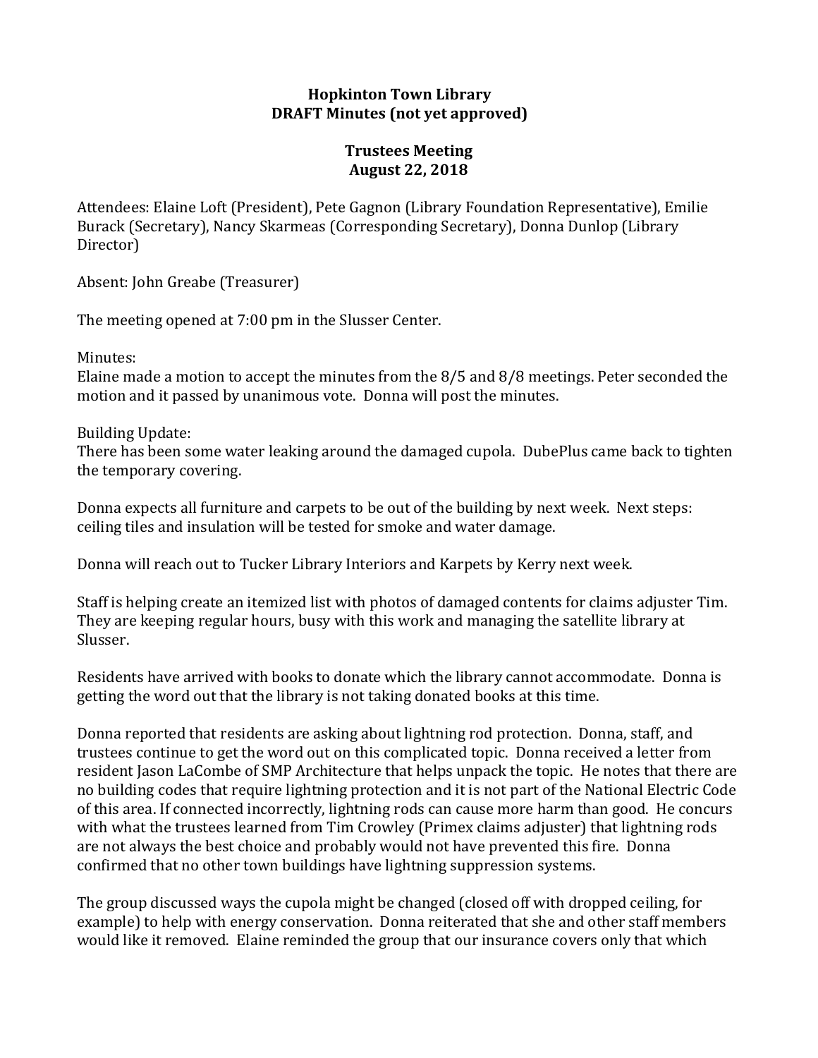# Hopkinton Town Library
## DRAFT Minutes (not yet approved)

## Trustees Meeting
## August 22, 2018

Attendees: Elaine Loft (President), Pete Gagnon (Library Foundation Representative), Emilie Burack (Secretary), Nancy Skarmeas (Corresponding Secretary), Donna Dunlop (Library Director)

Absent: John Greabe (Treasurer)

The meeting opened at 7:00 pm in the Slusser Center.

Minutes:
Elaine made a motion to accept the minutes from the 8/5 and 8/8 meetings. Peter seconded the motion and it passed by unanimous vote. Donna will post the minutes.

Building Update:
There has been some water leaking around the damaged cupola. DubePlus came back to tighten the temporary covering.

Donna expects all furniture and carpets to be out of the building by next week. Next steps: ceiling tiles and insulation will be tested for smoke and water damage.

Donna will reach out to Tucker Library Interiors and Karpets by Kerry next week.

Staff is helping create an itemized list with photos of damaged contents for claims adjuster Tim. They are keeping regular hours, busy with this work and managing the satellite library at Slusser.

Residents have arrived with books to donate which the library cannot accommodate. Donna is getting the word out that the library is not taking donated books at this time.

Donna reported that residents are asking about lightning rod protection. Donna, staff, and trustees continue to get the word out on this complicated topic. Donna received a letter from resident Jason LaCombe of SMP Architecture that helps unpack the topic. He notes that there are no building codes that require lightning protection and it is not part of the National Electric Code of this area. If connected incorrectly, lightning rods can cause more harm than good. He concurs with what the trustees learned from Tim Crowley (Primex claims adjuster) that lightning rods are not always the best choice and probably would not have prevented this fire. Donna confirmed that no other town buildings have lightning suppression systems.

The group discussed ways the cupola might be changed (closed off with dropped ceiling, for example) to help with energy conservation. Donna reiterated that she and other staff members would like it removed. Elaine reminded the group that our insurance covers only that which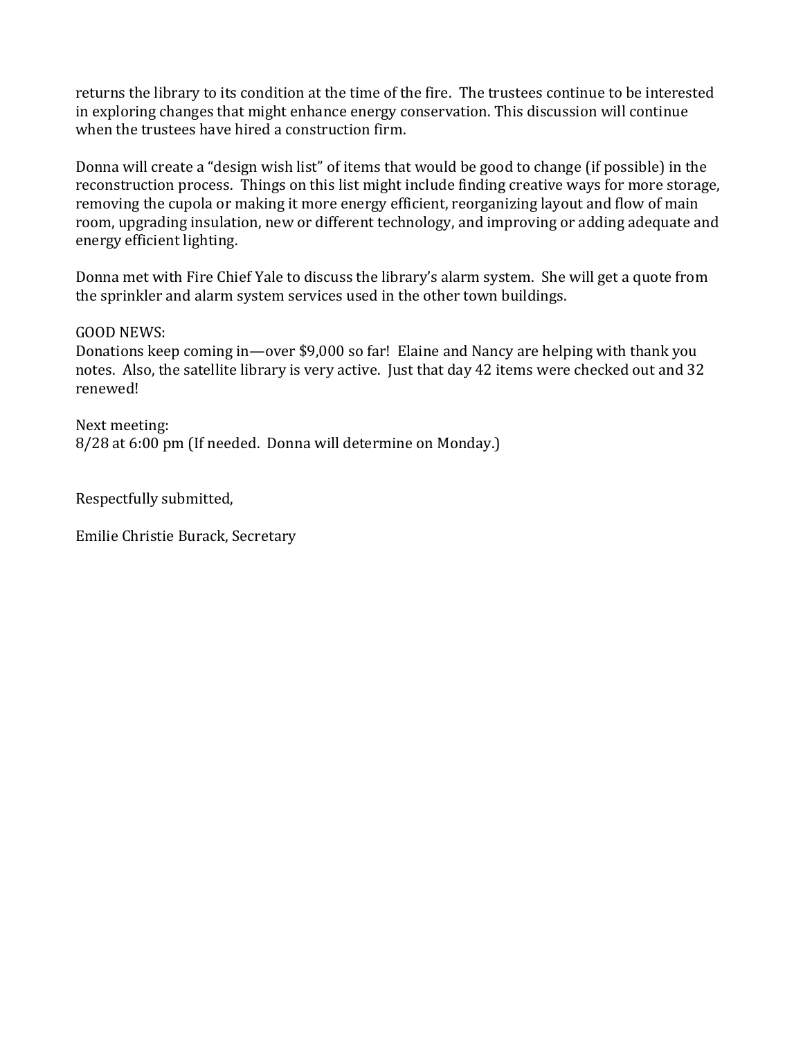returns the library to its condition at the time of the fire. The trustees continue to be interested in exploring changes that might enhance energy conservation. This discussion will continue when the trustees have hired a construction firm.

Donna will create a "design wish list" of items that would be good to change (if possible) in the reconstruction process. Things on this list might include finding creative ways for more storage, removing the cupola or making it more energy efficient, reorganizing layout and flow of main room, upgrading insulation, new or different technology, and improving or adding adequate and energy efficient lighting.

Donna met with Fire Chief Yale to discuss the library's alarm system. She will get a quote from the sprinkler and alarm system services used in the other town buildings.

GOOD NEWS:
Donations keep coming in—over $9,000 so far! Elaine and Nancy are helping with thank you notes. Also, the satellite library is very active. Just that day 42 items were checked out and 32 renewed!

Next meeting:
8/28 at 6:00 pm (If needed. Donna will determine on Monday.)

Respectfully submitted,

Emilie Christie Burack, Secretary